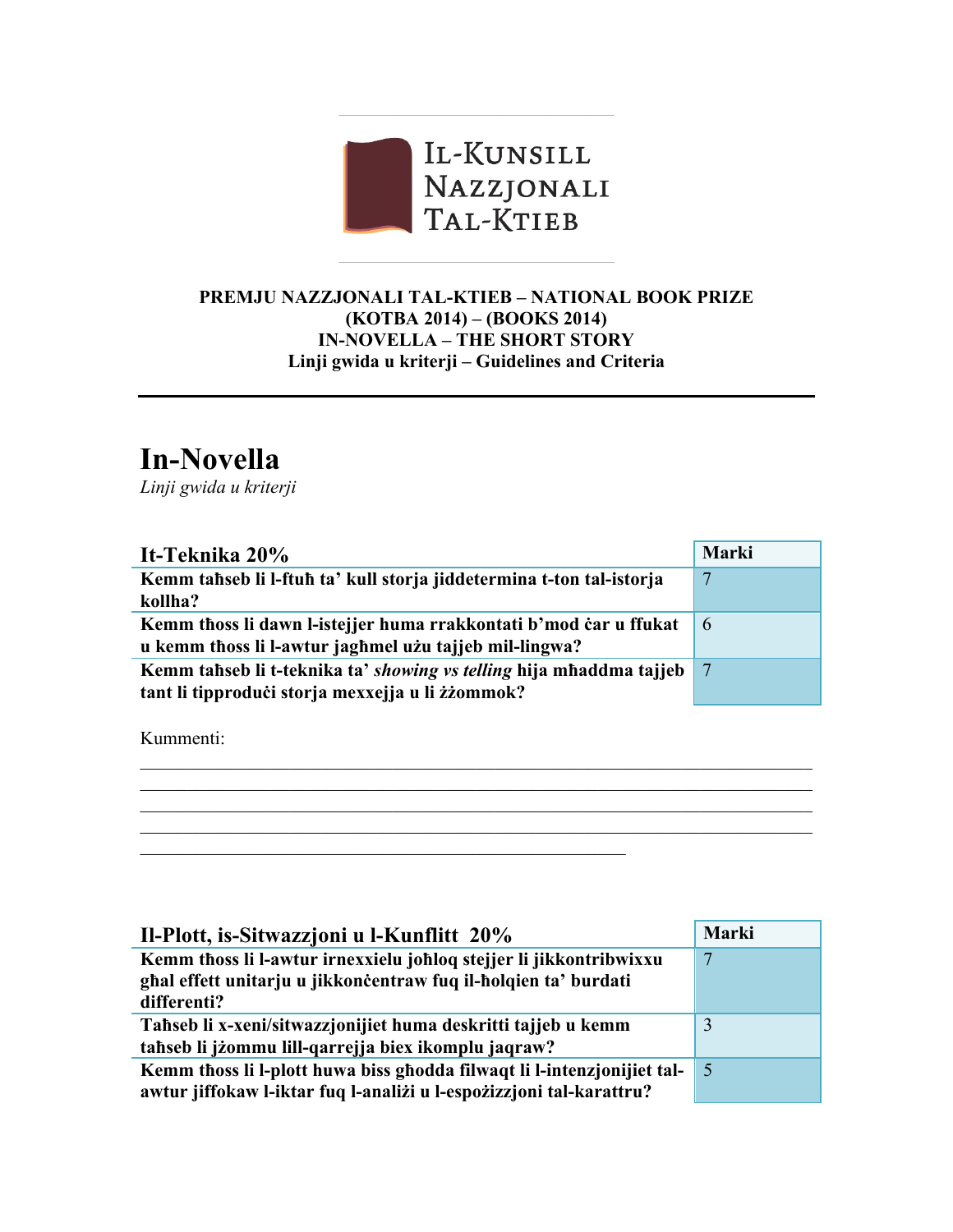Il-Kunsill Nazzjonali tal-Ktieb

**PREMJU NAZZJONALI TAL-KTIEB – NATIONAL BOOK PRIZE**
**(KOTBA 2014) – (BOOKS 2014)**
**IN-NOVELLA – THE SHORT STORY**
**Linji gwida u kriterji – Guidelines and Criteria**

---

# In-Novella

*Linji gwida u kriterji*

| It-Teknika 20% | Marki |
|---|---|
| **Kemm taħseb li l-ftuħ ta' kull storja jiddetermina t-ton tal-istorja kollha?** | 7 |
| **Kemm tħoss li dawn l-istejjer huma rrakkontati b'mod ċar u ffukat u kemm tħoss li l-awtur jagħmel użu tajjeb mil-lingwa?** | 6 |
| **Kemm taħseb li t-teknika ta' *showing vs telling* hija mħaddma tajjeb tant li tipproduċi storja mexxejja u li żżommok?** | 7 |

Kummenti:

___

| Il-Plott, is-Sitwazzjoni u l-Kunflitt 20% | Marki |
|---|---|
| **Kemm tħoss li l-awtur irnexxielu joħloq stejjer li jikkontribwixxu għal effett unitarju u jikkonċentraw fuq il-ħolqien ta' burdati differenti?** | 7 |
| **Taħseb li x-xeni/sitwazzjonijiet huma deskritti tajjeb u kemm taħseb li jżommu lill-qarrejja biex ikomplu jaqraw?** | 3 |
| **Kemm tħoss li l-plott huwa biss għodda filwaqt li l-intenzjonijiet tal-awtur jiffokaw l-iktar fuq l-analiżi u l-espożizzjoni tal-karattru?** | 5 |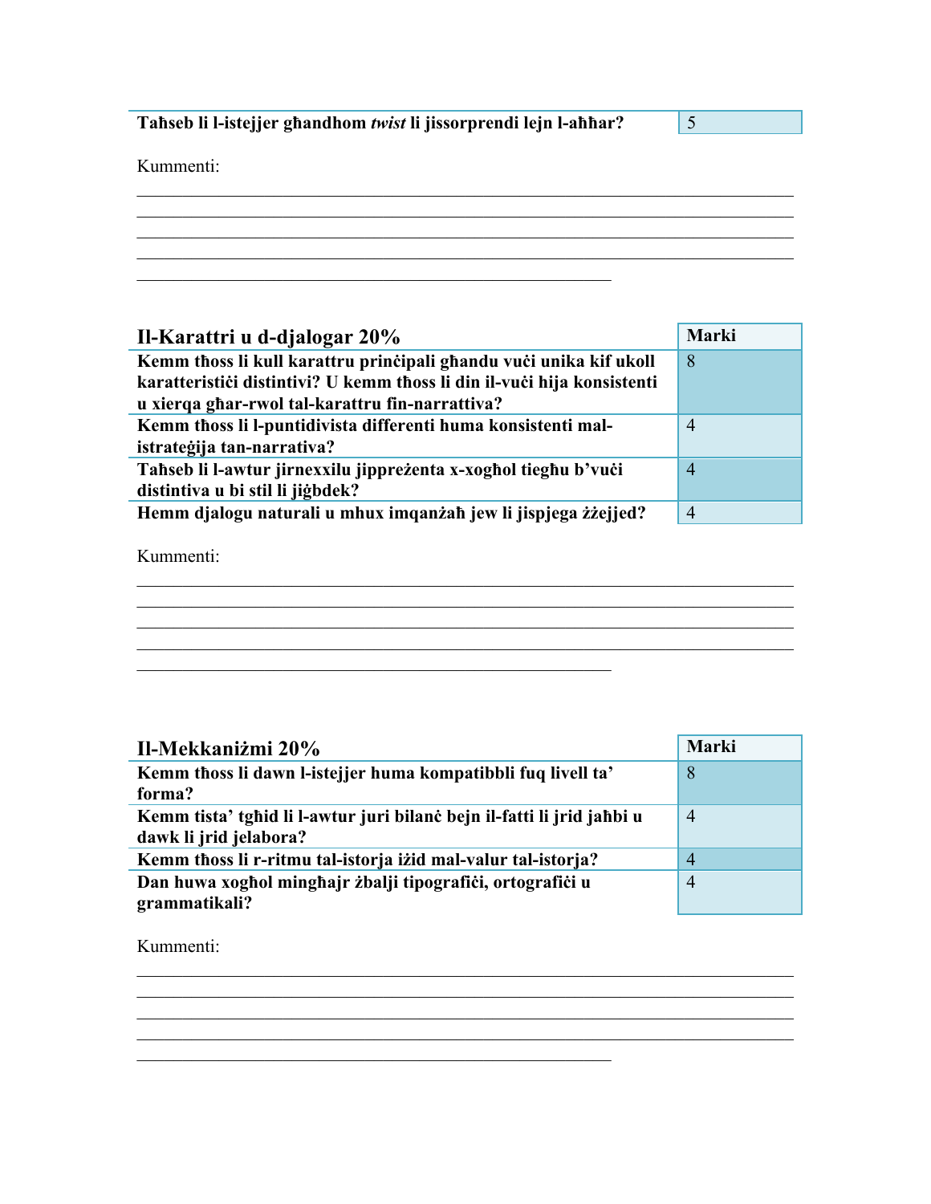| **Taħseb li l-istejjer għandhom *twist* li jissorprendi lejn l-aħħar?** | 5 |
|---|---|

Kummenti:

______________________________________________________________________________
______________________________________________________________________________
______________________________________________________________________________
______________________________________________________________________________
______________________________________________________

| **Il-Karattri u d-djalogar 20%** | **Marki** |
|---|---|
| **Kemm tħoss li kull karattru prinċipali għandu vuċi unika kif ukoll karatteristiċi distintivi? U kemm tħoss li din il-vuċi hija konsistenti u xierqa għar-rwol tal-karattru fin-narrattiva?** | 8 |
| **Kemm tħoss li l-puntidivista differenti huma konsistenti mal-istrateġija tan-narrativa?** | 4 |
| **Taħseb li l-awtur jirnexxilu jippreżenta x-xogħol tiegħu b'vuċi distintiva u bi stil li jiġbdek?** | 4 |
| **Hemm djalogu naturali u mhux imqanżaħ jew li jispjega żżejjed?** | 4 |

Kummenti:

______________________________________________________________________________
______________________________________________________________________________
______________________________________________________________________________
______________________________________________________________________________
______________________________________________________

| **Il-Mekkaniżmi 20%** | **Marki** |
|---|---|
| **Kemm tħoss li dawn l-istejjer huma kompatibbli fuq livell ta' forma?** | 8 |
| **Kemm tista' tgħid li l-awtur juri bilanċ bejn il-fatti li jrid jaħbi u dawk li jrid jelabora?** | 4 |
| **Kemm tħoss li r-ritmu tal-istorja iżid mal-valur tal-istorja?** | 4 |
| **Dan huwa xogħol mingħajr żbalji tipografiċi, ortografiċi u grammatikali?** | 4 |

Kummenti:

______________________________________________________________________________
______________________________________________________________________________
______________________________________________________________________________
______________________________________________________________________________
______________________________________________________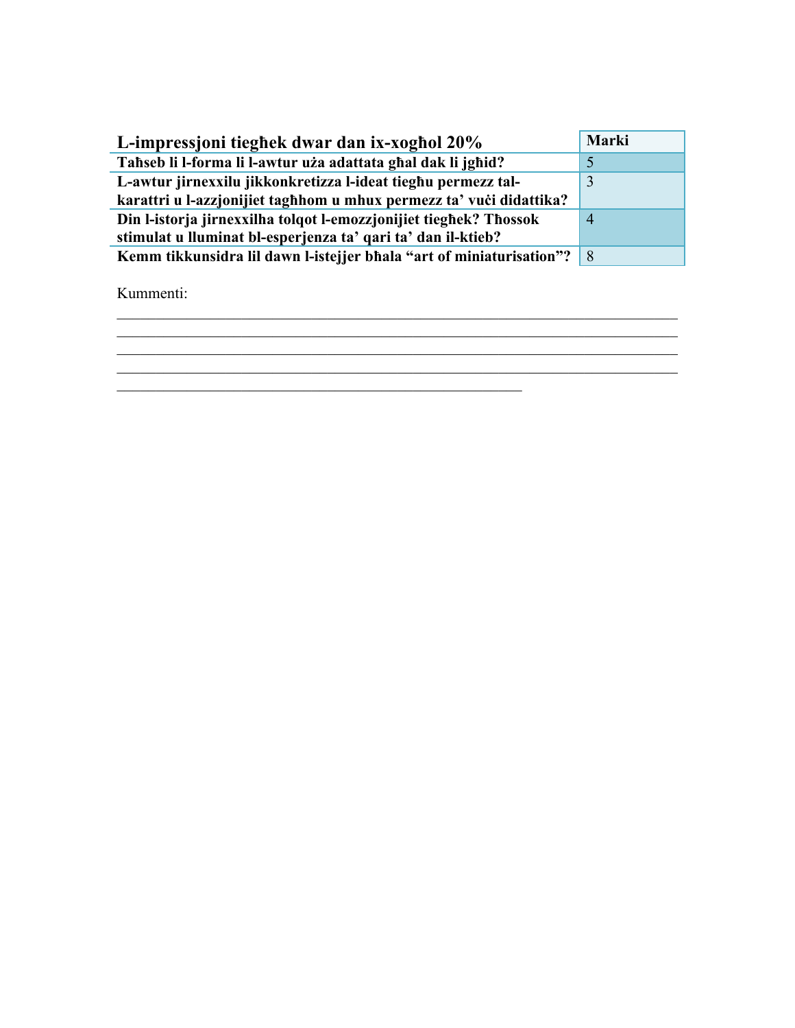| L-impressjoni tiegħek dwar dan ix-xogħol 20% | Marki |
|---|---|
| **Taħseb li l-forma li l-awtur uża adattata għal dak li jgħid?** | 5 |
| **L-awtur jirnexxilu jikkonkretizza l-ideat tiegħu permezz tal-karattri u l-azzjonijiet tagħhom u mhux permezz ta' vuċi didattika?** | 3 |
| **Din l-istorja jirnexxilha tolqot l-emozzjonijiet tiegħek? Tħossok stimulat u lluminat bl-esperjenza ta' qari ta' dan il-ktieb?** | 4 |
| **Kemm tikkunsidra lil dawn l-istejjer bħala "art of miniaturisation"?** | 8 |

Kummenti:

______________________________________________________________________________
______________________________________________________________________________
______________________________________________________________________________
______________________________________________________________________________
_______________________________________________________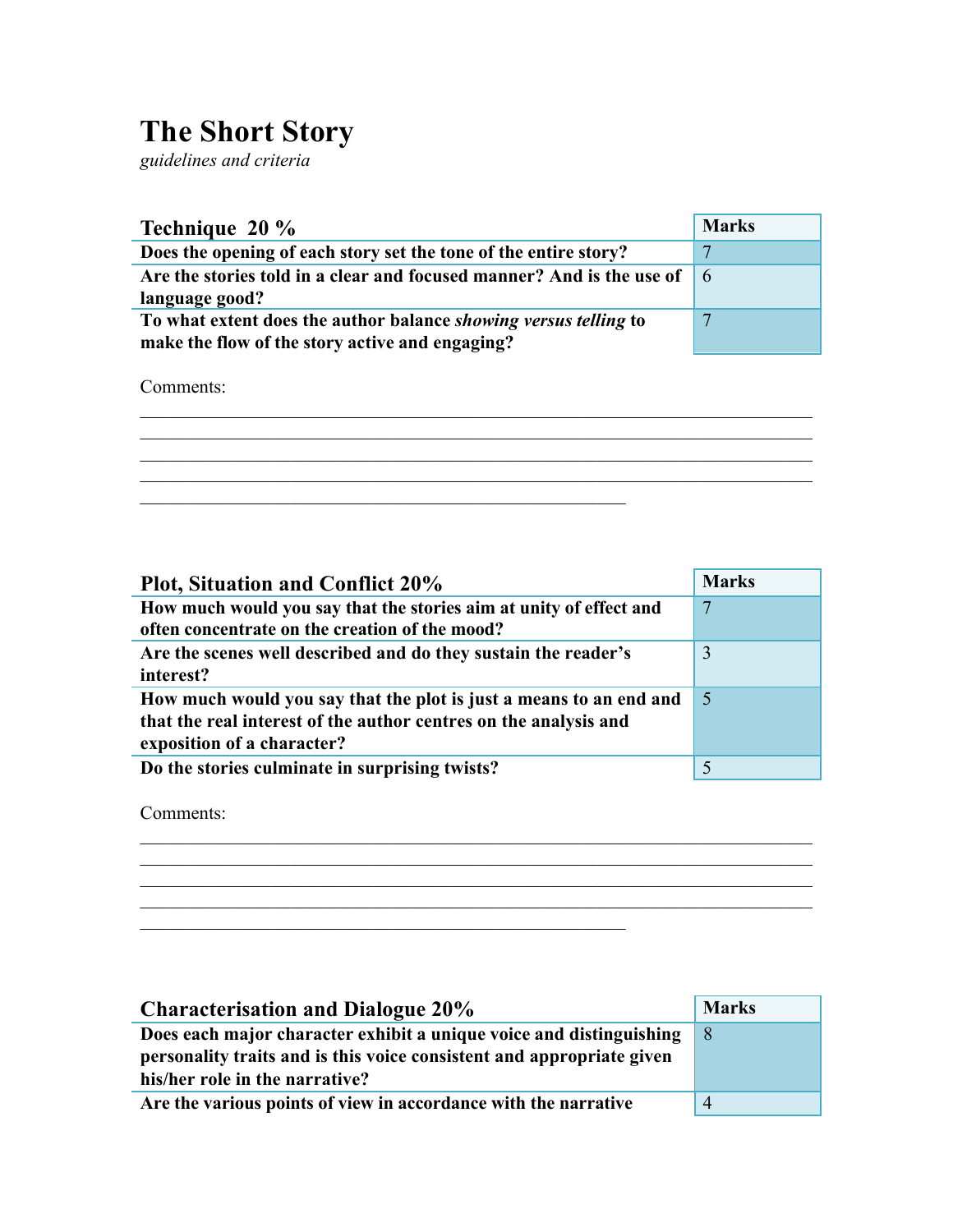# The Short Story

*guidelines and criteria*

| Technique 20 % | Marks |
|---|---|
| **Does the opening of each story set the tone of the entire story?** | 7 |
| **Are the stories told in a clear and focused manner? And is the use of language good?** | 6 |
| **To what extent does the author balance *showing versus telling* to make the flow of the story active and engaging?** | 7 |

Comments:

______________________________________________________________________
______________________________________________________________________
______________________________________________________________________
______________________________________________________________________
______________________________________________

| Plot, Situation and Conflict 20% | Marks |
|---|---|
| **How much would you say that the stories aim at unity of effect and often concentrate on the creation of the mood?** | 7 |
| **Are the scenes well described and do they sustain the reader's interest?** | 3 |
| **How much would you say that the plot is just a means to an end and that the real interest of the author centres on the analysis and exposition of a character?** | 5 |
| **Do the stories culminate in surprising twists?** | 5 |

Comments:

______________________________________________________________________
______________________________________________________________________
______________________________________________________________________
______________________________________________________________________
______________________________________________

| Characterisation and Dialogue 20% | Marks |
|---|---|
| **Does each major character exhibit a unique voice and distinguishing personality traits and is this voice consistent and appropriate given his/her role in the narrative?** | 8 |
| **Are the various points of view in accordance with the narrative** | 4 |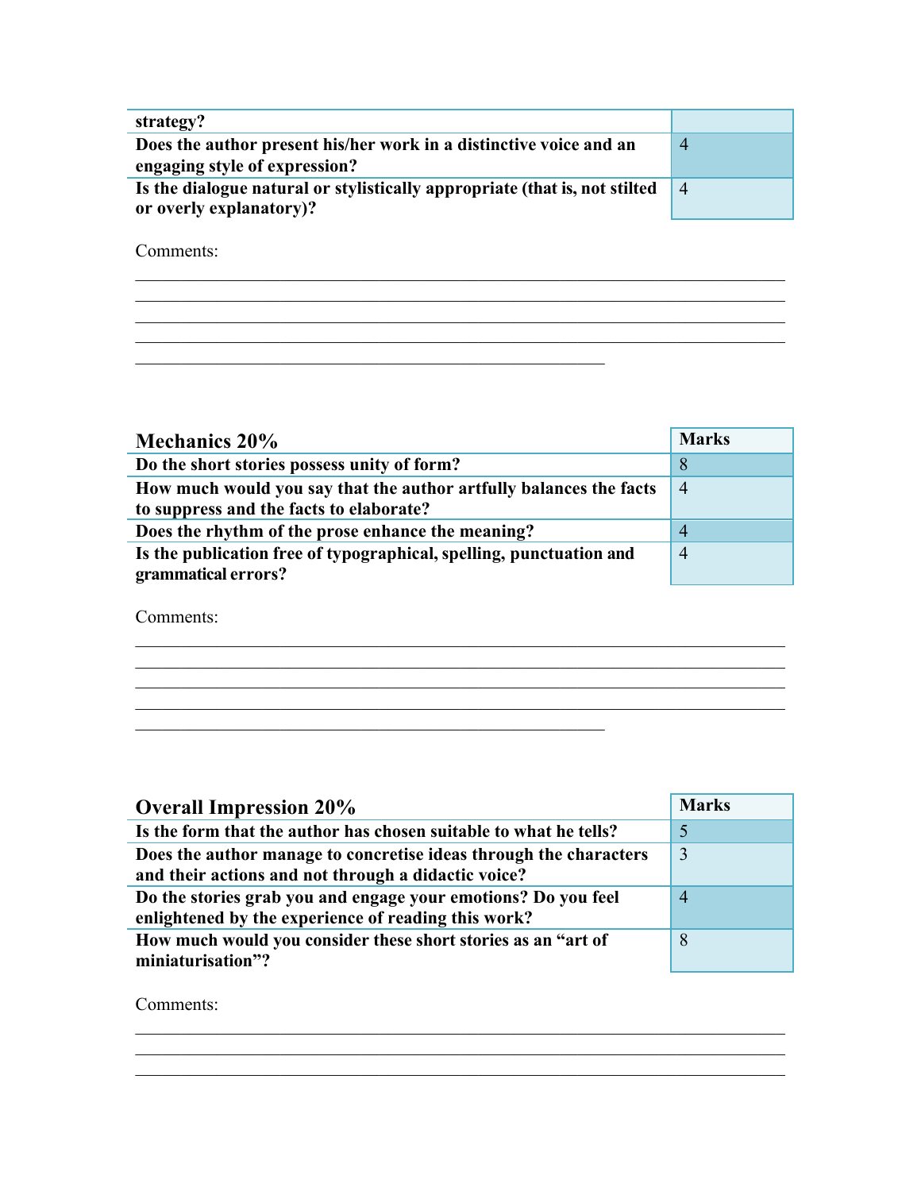| | |
|---|---|
| **strategy?** | |
| **Does the author present his/her work in a distinctive voice and an engaging style of expression?** | 4 |
| **Is the dialogue natural or stylistically appropriate (that is, not stilted or overly explanatory)?** | 4 |

Comments:

______________________________________________________________________________
______________________________________________________________________________
______________________________________________________________________________
______________________________________________________________________________
_______________________________________________________

| **Mechanics 20%** | **Marks** |
|---|---|
| **Do the short stories possess unity of form?** | 8 |
| **How much would you say that the author artfully balances the facts to suppress and the facts to elaborate?** | 4 |
| **Does the rhythm of the prose enhance the meaning?** | 4 |
| **Is the publication free of typographical, spelling, punctuation and grammatical errors?** | 4 |

Comments:

______________________________________________________________________________
______________________________________________________________________________
______________________________________________________________________________
______________________________________________________________________________
_______________________________________________________

| **Overall Impression 20%** | **Marks** |
|---|---|
| **Is the form that the author has chosen suitable to what he tells?** | 5 |
| **Does the author manage to concretise ideas through the characters and their actions and not through a didactic voice?** | 3 |
| **Do the stories grab you and engage your emotions? Do you feel enlightened by the experience of reading this work?** | 4 |
| **How much would you consider these short stories as an "art of miniaturisation"?** | 8 |

Comments:

______________________________________________________________________________
______________________________________________________________________________
______________________________________________________________________________